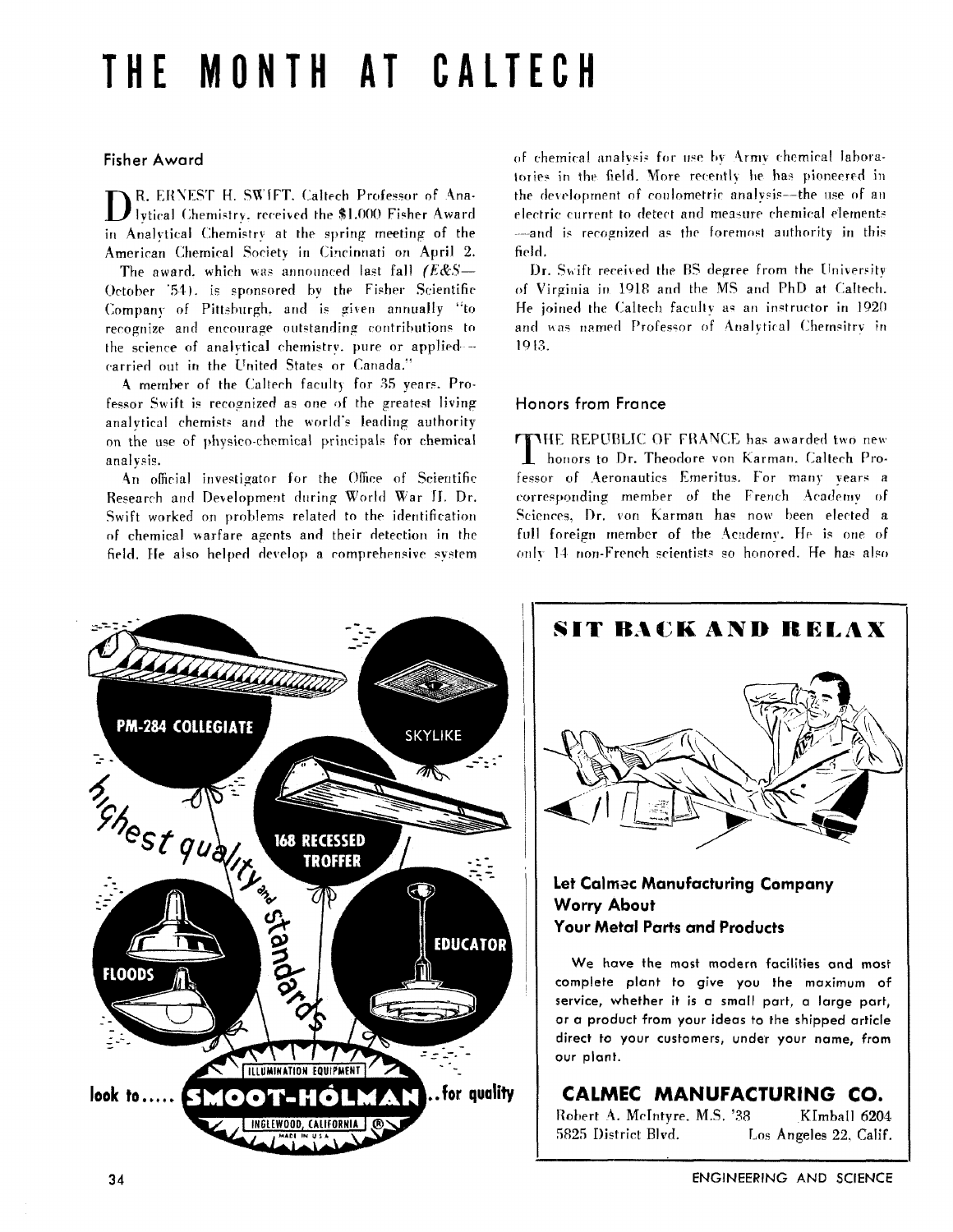# THE MONTH AT CALTECH

## Fisher Award

DR. ERNEST H. SWIFT, Caltech Professor of Analytical Chemistry, received the $1,000 Fisher Award in Analytical Chemistry at the spring meeting of the American Chemical Society in Cincinnati on April 2.

The award, which was announced last fall *(E&S—* October '54), is sponsored by the Fisher Scientific Company of Pittsburgh, and is given annually "to recognize and encourage outstanding contributions to the science of analytical chemistry, pure or applied—carried out in the United States or Canada."

A member of the Caltech faculty for 35 years, Professor Swift is recognized as one of the greatest living analytical chemists and the world's leading authority on the use of physico-chemical principals for chemical analysis.

An official investigator for the Office of Scientific Research and Development during World War II, Dr. Swift worked on problems related to the identification of chemical warfare agents and their detection in the field. He also helped develop a comprehensive system of chemical analysis for use by Army chemical laboratories in the field. More recently he has pioneered in the development of coulometric analysis—the use of an electric current to detect and measure chemical elements—and is recognized as the foremost authority in this field.

Dr. Swift received the BS degree from the University of Virginia in 1918 and the MS and PhD at Caltech. He joined the Caltech faculty as an instructor in 1920 and was named Professor of Analytical Chemsitry in 1943.

## Honors from France

THE REPUBLIC OF FRANCE has awarded two new honors to Dr. Theodore von Karman, Caltech Professor of Aeronautics Emeritus. For many years a corresponding member of the French Academy of Sciences, Dr. von Karman has now been elected a full foreign member of the Academy. He is one of only 14 non-French scientists so honored. He has also

---

PM-284 COLLEGIATE — SKYLIKE — 168 RECESSED TROFFER — FLOODS — EDUCATOR

*highest quality and standards*

look to..... SMOOT-HOLMAN ..for quality

ILLUMINATION EQUIPMENT — INGLEWOOD, CALIFORNIA

---

**SIT BACK AND RELAX**

**Let Calmec Manufacturing Company Worry About Your Metal Parts and Products**

We have the most modern facilities and most complete plant to give you the maximum of service, whether it is a small part, a large part, or a product from your ideas to the shipped article direct to your customers, under your name, from our plant.

**CALMEC MANUFACTURING CO.**

Robert A. McIntyre, M.S. '38 — KImball 6204
5825 District Blvd. — Los Angeles 22, Calif.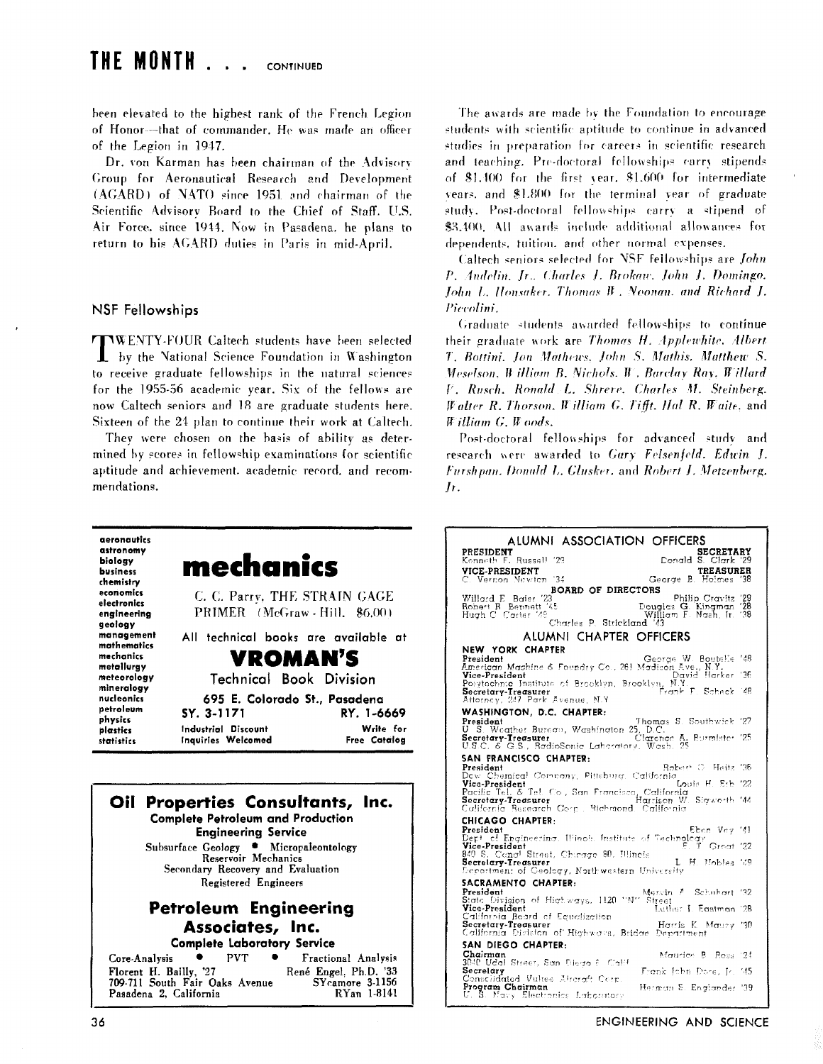## THE MONTH . . . CONTINUED

been elevated to the highest rank of the French Legion of Honor—that of commander. He was made an officer of the Legion in 1947.

Dr. von Karman has been chairman of the Advisory Group for Aeronautical Research and Development (AGARD) of NATO since 1951 and chairman of the Scientific Advisory Board to the Chief of Staff, U.S. Air Force, since 1944. Now in Pasadena, he plans to return to his AGARD duties in Paris in mid-April.

### NSF Fellowships

TWENTY-FOUR Caltech students have been selected by the National Science Foundation in Washington to receive graduate fellowships in the natural sciences for the 1955-56 academic year. Six of the fellows are now Caltech seniors and 18 are graduate students here. Sixteen of the 24 plan to continue their work at Caltech.

They were chosen on the basis of ability as determined by scores in fellowship examinations for scientific aptitude and achievement, academic record, and recommendations.

The awards are made by the Foundation to encourage students with scientific aptitude to continue in advanced studies in preparation for careers in scientific research and teaching. Pre-doctoral fellowships carry stipends of $1,400 for the first year, $1,600 for intermediate years, and $1,800 for the terminal year of graduate study. Post-doctoral fellowships carry a stipend of $3,400. All awards include additional allowances for dependents, tuition, and other normal expenses.

Caltech seniors selected for NSF fellowships are *John P. Andelin, Jr., Charles J. Brokaw, John J. Domingo, John L. Honsaker, Thomas W. Noonan, and Richard J. Piccolini.*

Graduate students awarded fellowships to continue their graduate work are *Thomas H. Applewhite, Albert T. Bottini, Jon Mathews, John S. Mathis, Matthew S. Meselson, William B. Nichols, W. Barclay Roy, Willard V. Rusch, Ronald L. Shreve, Charles M. Steinberg, Walter R. Thorson, William G. Tifft, Hal R. Waite,* and *William G. Woods.*

Post-doctoral fellowships for advanced study and research were awarded to *Gary Felsenfeld, Edwin J. Furshpan, Donald L. Glusker,* and *Robert J. Metzenberg, Jr.*

---

aeronautics
astronomy
biology
business
chemistry
economics
electronics
engineering
geology
management
mathematics
mechanics
metallurgy
meteorology
mineralogy
nucleonics
petroleum
physics
plastics
statistics

# mechanics

C. C. Parry, THE STRAIN GAGE PRIMER (McGraw-Hill, $6.00)

All technical books are available at

## VROMAN'S

Technical Book Division

695 E. Colorado St., Pasadena

SY. 3-1171 RY. 1-6669

Industrial Discount Inquiries Welcomed

Write for Free Catalog

---

## Oil Properties Consultants, Inc.

**Complete Petroleum and Production Engineering Service**

Subsurface Geology • Micropaleontology
Reservoir Mechanics
Secondary Recovery and Evaluation
Registered Engineers

## Petroleum Engineering Associates, Inc.

**Complete Laboratory Service**

Core-Analysis • PVT • Fractional Analysis

Florent H. Bailly, '27
709-711 South Fair Oaks Avenue
Pasadena 2, California

René Engel, Ph.D. '33
SYcamore 3-1156
RYan 1-8141

---

### ALUMNI ASSOCIATION OFFICERS

**PRESIDENT**
Kenneth F. Russell '29

**SECRETARY**
Donald S. Clark '29

**VICE-PRESIDENT**
C. Vernon Newton '34

**TREASURER**
George B. Holmes '38

**BOARD OF DIRECTORS**
Willard E. Baier '23
Robert R. Bennett '45
Hugh C. Carter '49
Philip Cravitz '29
Douglas G. Kingman '28
William F. Nash, Jr. '38
Charles P. Strickland '43

### ALUMNI CHAPTER OFFICERS

**NEW YORK CHAPTER**
**President** George W. Boutelle '48
American Machine & Foundry Co., 261 Madison Ave., N.Y.
**Vice-President** David Harker '36
Polytechnic Institute of Brooklyn, Brooklyn, N.Y.
**Secretary-Treasurer** Frank F. Scheck '48
Attorney, 247 Park Avenue, N.Y.

**WASHINGTON, D.C. CHAPTER:**
**President** Thomas S. Southwick '27
U. S. Weather Bureau, Washington 25, D.C.
**Secretary-Treasurer** Clarence A. Burmister '25
U.S.C. & G.S., RadioSonic Laboratory, Wash. 25

**SAN FRANCISCO CHAPTER:**
**President** Robert G. Heitz '36
Dow Chemical Company, Pittsburg, California
**Vice-President** Louis H. Erb '22
Pacific Tel. & Tel. Co., San Francisco, California
**Secretary-Treasurer** Harrison W. Sigworth '44
California Research Corp., Richmond, California

**CHICAGO CHAPTER:**
**President** Eben Vey '41
Dept. of Engineering, Illinois Institute of Technology
**Vice-President** F. T. Groat '22
840 S. Canal Street, Chicago 80, Illinois
**Secretary-Treasurer** L. H. Nobles '49
Department of Geology, Northwestern University

**SACRAMENTO CHAPTER:**
**President** Mervin A. Schuhart '32
State Division of Highways, 1120 "N" Street
**Vice-President** Luther J. Eastman '28
California Board of Equalization
**Secretary-Treasurer** Harris K. Mauzy '30
California Division of Highways, Bridge Department

**SAN DIEGO CHAPTER:**
**Chairman** Maurice B. Ross '24
3040 Udal Street, San Diego 6, Calif.
**Secretary** Frank John Dore, Jr. '45
Consolidated Vultee Aircraft Corp.
**Program Chairman** Herman S. Englander '39
U. S. Navy Electronics Laboratory